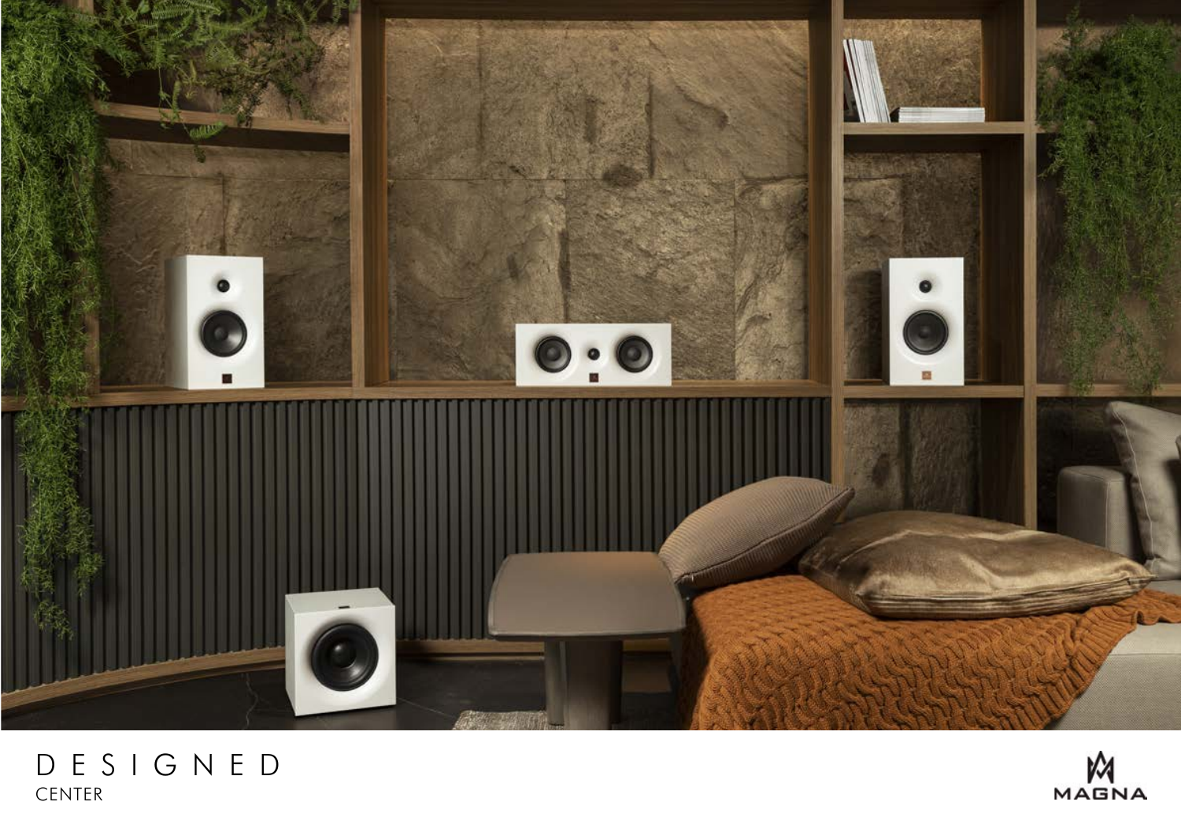# D E S I G N E D

CENTER

MAGNA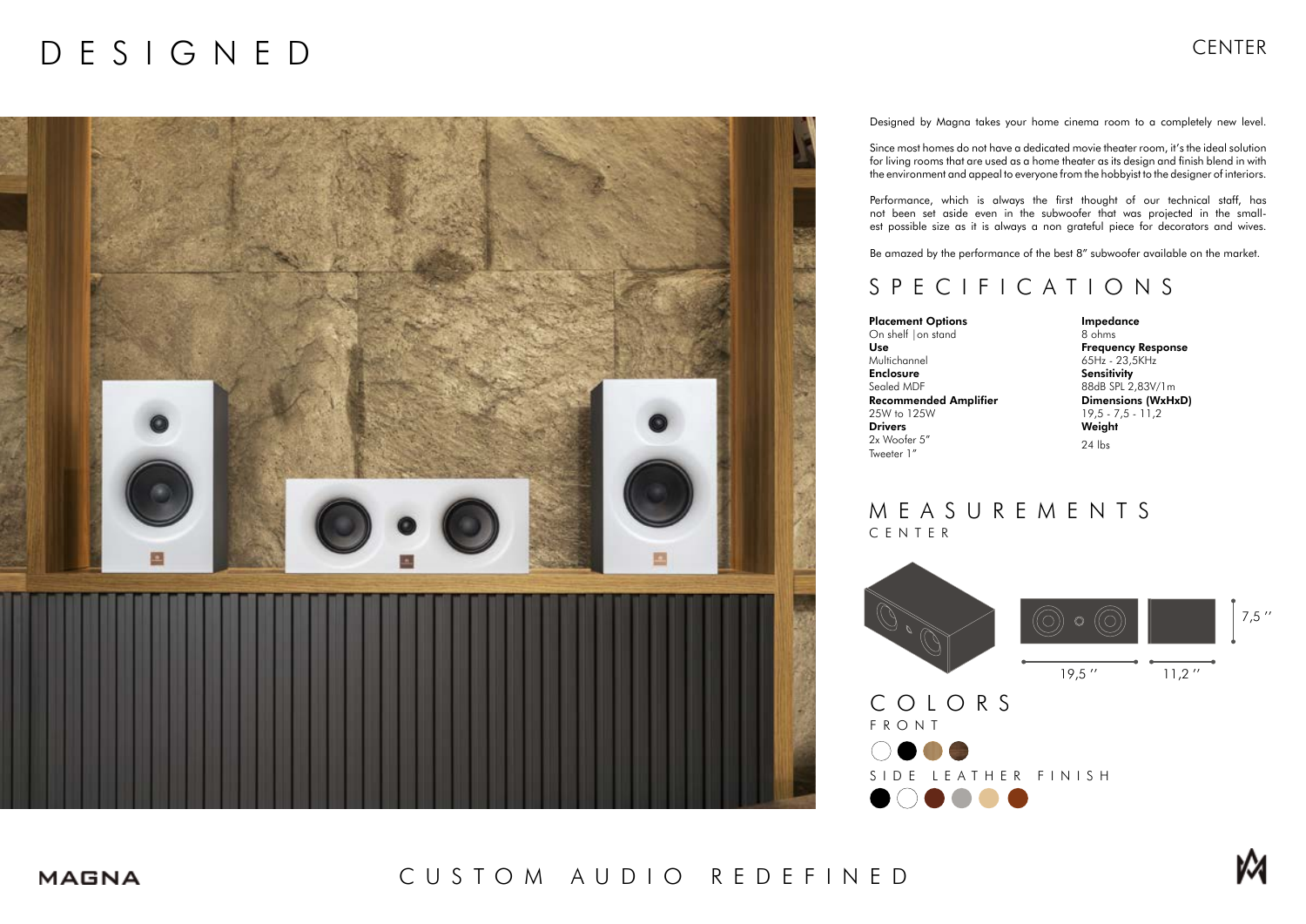# D E S I G N E D

CENTER

Designed by Magna takes your home cinema room to a completely new level.

Since most homes do not have a dedicated movie theater room, it's the ideal solution for living rooms that are used as a home theater as its design and finish blend in with the environment and appeal to everyone from the hobbyist to the designer of interiors.

Performance, which is always the first thought of our technical staff, has not been set aside even in the subwoofer that was projected in the smallest possible size as it is always a non grateful piece for decorators and wives.

Be amazed by the performance of the best 8" subwoofer available on the market.

## S P E C I F I C A T I O N S

**Placement Options**
On shelf |on stand
**Use**
Multichannel
**Enclosure**
Sealed MDF
**Recommended Amplifier**
25W to 125W
**Drivers**
2x Woofer 5"
Tweeter 1"

**Impedance**
8 ohms
**Frequency Response**
65Hz - 23,5KHz
**Sensitivity**
88dB SPL 2,83V/1m
**Dimensions (WxHxD)**
19,5 - 7,5 - 11,2
**Weight**
24 lbs

## M E A S U R E M E N T S

C E N T E R

7,5 ''

19,5 ''

11,2 ''

## C O L O R S

F R O N T

S I D E L E A T H E R F I N I S H

MAGNA

C U S T O M A U D I O R E D E F I N E D